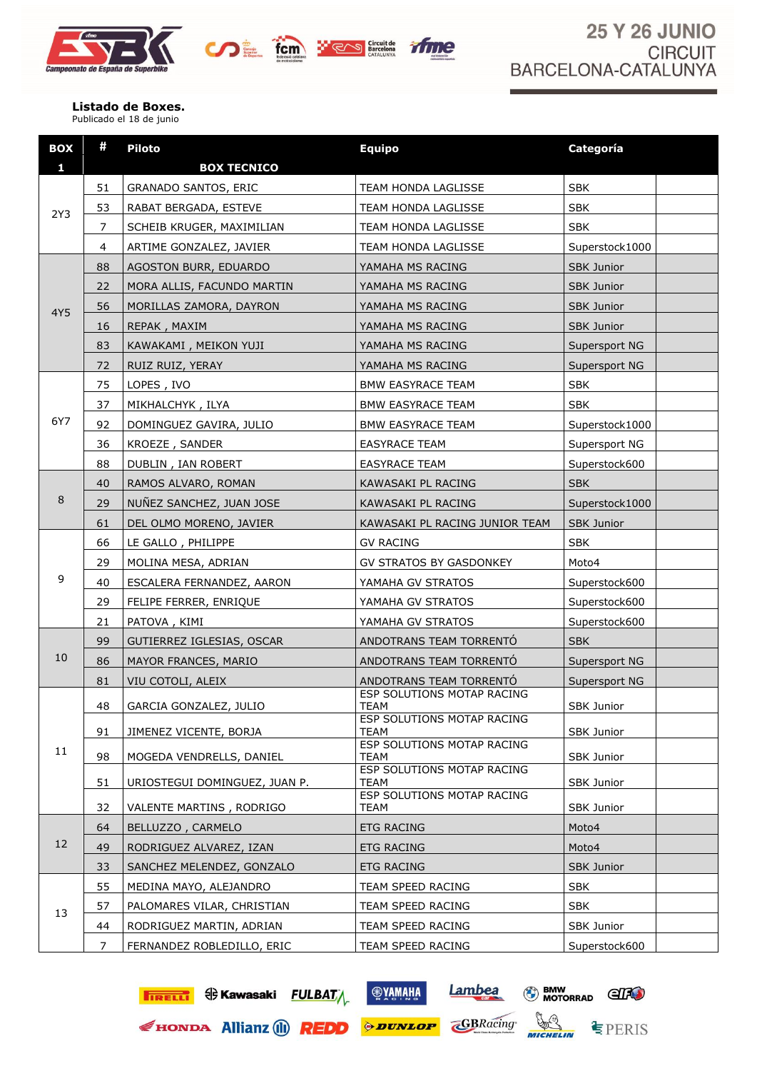25 Y 26 JUNIO
CIRCUIT
BARCELONA-CATALUNYA

**Listado de Boxes.**
Publicado el 18 de junio

| BOX | # | Piloto | Equipo | Categoría |
|---|---|---|---|---|
| 1 | | BOX TECNICO | | |
| 2Y3 | 51 | GRANADO SANTOS, ERIC | TEAM HONDA LAGLISSE | SBK |
| | 53 | RABAT BERGADA, ESTEVE | TEAM HONDA LAGLISSE | SBK |
| | 7 | SCHEIB KRUGER, MAXIMILIAN | TEAM HONDA LAGLISSE | SBK |
| | 4 | ARTIME GONZALEZ, JAVIER | TEAM HONDA LAGLISSE | Superstock1000 |
| 4Y5 | 88 | AGOSTON BURR, EDUARDO | YAMAHA MS RACING | SBK Junior |
| | 22 | MORA ALLIS, FACUNDO MARTIN | YAMAHA MS RACING | SBK Junior |
| | 56 | MORILLAS ZAMORA, DAYRON | YAMAHA MS RACING | SBK Junior |
| | 16 | REPAK , MAXIM | YAMAHA MS RACING | SBK Junior |
| | 83 | KAWAKAMI , MEIKON YUJI | YAMAHA MS RACING | Supersport NG |
| | 72 | RUIZ RUIZ, YERAY | YAMAHA MS RACING | Supersport NG |
| 6Y7 | 75 | LOPES , IVO | BMW EASYRACE TEAM | SBK |
| | 37 | MIKHALCHYK , ILYA | BMW EASYRACE TEAM | SBK |
| | 92 | DOMINGUEZ GAVIRA, JULIO | BMW EASYRACE TEAM | Superstock1000 |
| | 36 | KROEZE , SANDER | EASYRACE TEAM | Supersport NG |
| | 88 | DUBLIN , IAN ROBERT | EASYRACE TEAM | Superstock600 |
| 8 | 40 | RAMOS ALVARO, ROMAN | KAWASAKI PL RACING | SBK |
| | 29 | NUÑEZ SANCHEZ, JUAN JOSE | KAWASAKI PL RACING | Superstock1000 |
| | 61 | DEL OLMO MORENO, JAVIER | KAWASAKI PL RACING JUNIOR TEAM | SBK Junior |
| 9 | 66 | LE GALLO , PHILIPPE | GV RACING | SBK |
| | 29 | MOLINA MESA, ADRIAN | GV STRATOS BY GASDONKEY | Moto4 |
| | 40 | ESCALERA FERNANDEZ, AARON | YAMAHA GV STRATOS | Superstock600 |
| | 29 | FELIPE FERRER, ENRIQUE | YAMAHA GV STRATOS | Superstock600 |
| | 21 | PATOVA , KIMI | YAMAHA GV STRATOS | Superstock600 |
| 10 | 99 | GUTIERREZ IGLESIAS, OSCAR | ANDOTRANS TEAM TORRENTÓ | SBK |
| | 86 | MAYOR FRANCES, MARIO | ANDOTRANS TEAM TORRENTÓ | Supersport NG |
| | 81 | VIU COTOLI, ALEIX | ANDOTRANS TEAM TORRENTÓ | Supersport NG |
| 11 | 48 | GARCIA GONZALEZ, JULIO | ESP SOLUTIONS MOTAP RACING TEAM | SBK Junior |
| | 91 | JIMENEZ VICENTE, BORJA | ESP SOLUTIONS MOTAP RACING TEAM | SBK Junior |
| | 98 | MOGEDA VENDRELLS, DANIEL | ESP SOLUTIONS MOTAP RACING TEAM | SBK Junior |
| | 51 | URIOSTEGUI DOMINGUEZ, JUAN P. | ESP SOLUTIONS MOTAP RACING TEAM | SBK Junior |
| | 32 | VALENTE MARTINS , RODRIGO | ESP SOLUTIONS MOTAP RACING TEAM | SBK Junior |
| 12 | 64 | BELLUZZO , CARMELO | ETG RACING | Moto4 |
| | 49 | RODRIGUEZ ALVAREZ, IZAN | ETG RACING | Moto4 |
| | 33 | SANCHEZ MELENDEZ, GONZALO | ETG RACING | SBK Junior |
| 13 | 55 | MEDINA MAYO, ALEJANDRO | TEAM SPEED RACING | SBK |
| | 57 | PALOMARES VILAR, CHRISTIAN | TEAM SPEED RACING | SBK |
| | 44 | RODRIGUEZ MARTIN, ADRIAN | TEAM SPEED RACING | SBK Junior |
| | 7 | FERNANDEZ ROBLEDILLO, ERIC | TEAM SPEED RACING | Superstock600 |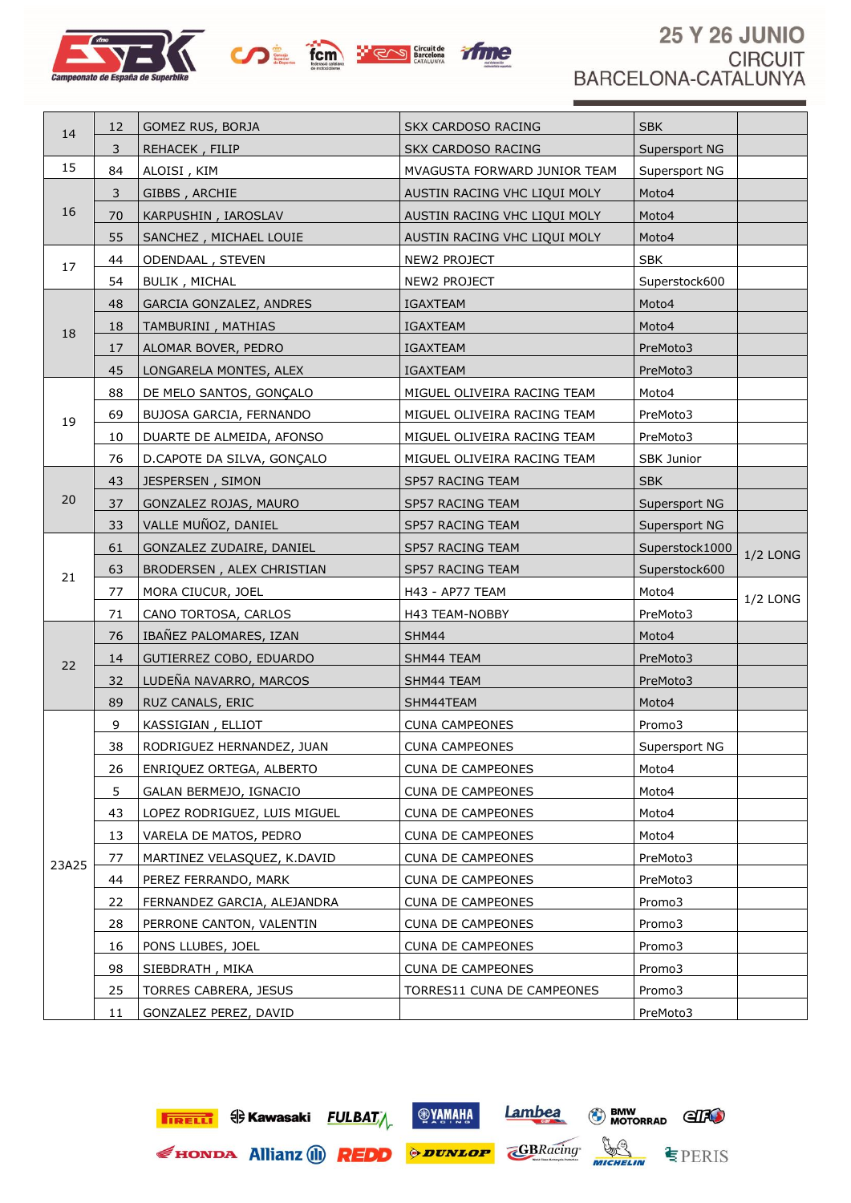25 Y 26 JUNIO
CIRCUIT BARCELONA-CATALUNYA

| | | | | | |
|---|---|---|---|---|---|
| 14 | 12 | GOMEZ RUS, BORJA | SKX CARDOSO RACING | SBK | |
| | 3 | REHACEK , FILIP | SKX CARDOSO RACING | Supersport NG | |
| 15 | 84 | ALOISI , KIM | MVAGUSTA FORWARD JUNIOR TEAM | Supersport NG | |
| 16 | 3 | GIBBS , ARCHIE | AUSTIN RACING VHC LIQUI MOLY | Moto4 | |
| | 70 | KARPUSHIN , IAROSLAV | AUSTIN RACING VHC LIQUI MOLY | Moto4 | |
| | 55 | SANCHEZ , MICHAEL LOUIE | AUSTIN RACING VHC LIQUI MOLY | Moto4 | |
| 17 | 44 | ODENDAAL , STEVEN | NEW2 PROJECT | SBK | |
| | 54 | BULIK , MICHAL | NEW2 PROJECT | Superstock600 | |
| 18 | 48 | GARCIA GONZALEZ, ANDRES | IGAXTEAM | Moto4 | |
| | 18 | TAMBURINI , MATHIAS | IGAXTEAM | Moto4 | |
| | 17 | ALOMAR BOVER, PEDRO | IGAXTEAM | PreMoto3 | |
| | 45 | LONGARELA MONTES, ALEX | IGAXTEAM | PreMoto3 | |
| 19 | 88 | DE MELO SANTOS, GONÇALO | MIGUEL OLIVEIRA RACING TEAM | Moto4 | |
| | 69 | BUJOSA GARCIA, FERNANDO | MIGUEL OLIVEIRA RACING TEAM | PreMoto3 | |
| | 10 | DUARTE DE ALMEIDA, AFONSO | MIGUEL OLIVEIRA RACING TEAM | PreMoto3 | |
| | 76 | D.CAPOTE DA SILVA, GONÇALO | MIGUEL OLIVEIRA RACING TEAM | SBK Junior | |
| 20 | 43 | JESPERSEN , SIMON | SP57 RACING TEAM | SBK | |
| | 37 | GONZALEZ ROJAS, MAURO | SP57 RACING TEAM | Supersport NG | |
| | 33 | VALLE MUÑOZ, DANIEL | SP57 RACING TEAM | Supersport NG | |
| 21 | 61 | GONZALEZ ZUDAIRE, DANIEL | SP57 RACING TEAM | Superstock1000 | 1/2 LONG |
| | 63 | BRODERSEN , ALEX CHRISTIAN | SP57 RACING TEAM | Superstock600 | |
| | 77 | MORA CIUCUR, JOEL | H43 - AP77 TEAM | Moto4 | 1/2 LONG |
| | 71 | CANO TORTOSA, CARLOS | H43 TEAM-NOBBY | PreMoto3 | |
| 22 | 76 | IBAÑEZ PALOMARES, IZAN | SHM44 | Moto4 | |
| | 14 | GUTIERREZ COBO, EDUARDO | SHM44 TEAM | PreMoto3 | |
| | 32 | LUDEÑA NAVARRO, MARCOS | SHM44 TEAM | PreMoto3 | |
| | 89 | RUZ CANALS, ERIC | SHM44TEAM | Moto4 | |
| 23A25 | 9 | KASSIGIAN , ELLIOT | CUNA CAMPEONES | Promo3 | |
| | 38 | RODRIGUEZ HERNANDEZ, JUAN | CUNA CAMPEONES | Supersport NG | |
| | 26 | ENRIQUEZ ORTEGA, ALBERTO | CUNA DE CAMPEONES | Moto4 | |
| | 5 | GALAN BERMEJO, IGNACIO | CUNA DE CAMPEONES | Moto4 | |
| | 43 | LOPEZ RODRIGUEZ, LUIS MIGUEL | CUNA DE CAMPEONES | Moto4 | |
| | 13 | VARELA DE MATOS, PEDRO | CUNA DE CAMPEONES | Moto4 | |
| | 77 | MARTINEZ VELASQUEZ, K.DAVID | CUNA DE CAMPEONES | PreMoto3 | |
| | 44 | PEREZ FERRANDO, MARK | CUNA DE CAMPEONES | PreMoto3 | |
| | 22 | FERNANDEZ GARCIA, ALEJANDRA | CUNA DE CAMPEONES | Promo3 | |
| | 28 | PERRONE CANTON, VALENTIN | CUNA DE CAMPEONES | Promo3 | |
| | 16 | PONS LLUBES, JOEL | CUNA DE CAMPEONES | Promo3 | |
| | 98 | SIEBDRATH , MIKA | CUNA DE CAMPEONES | Promo3 | |
| | 25 | TORRES CABRERA, JESUS | TORRES11 CUNA DE CAMPEONES | Promo3 | |
| | 11 | GONZALEZ PEREZ, DAVID | | PreMoto3 | |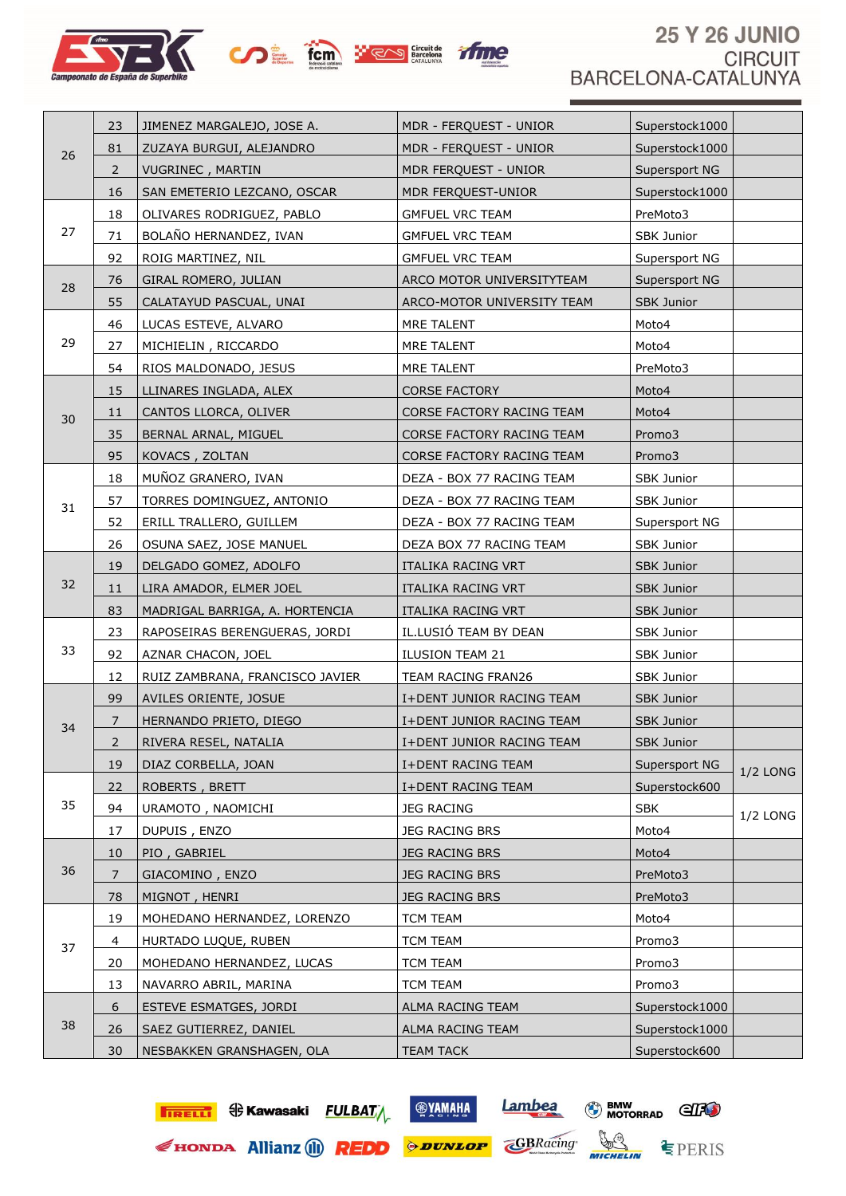25 Y 26 JUNIO
CIRCUIT
BARCELONA-CATALUNYA

| | | | | | |
|---|---|---|---|---|---|
| 26 | 23 | JIMENEZ MARGALEJO, JOSE A. | MDR - FERQUEST - UNIOR | Superstock1000 | |
| | 81 | ZUZAYA BURGUI, ALEJANDRO | MDR - FERQUEST - UNIOR | Superstock1000 | |
| | 2 | VUGRINEC , MARTIN | MDR FERQUEST - UNIOR | Supersport NG | |
| | 16 | SAN EMETERIO LEZCANO, OSCAR | MDR FERQUEST-UNIOR | Superstock1000 | |
| 27 | 18 | OLIVARES RODRIGUEZ, PABLO | GMFUEL VRC TEAM | PreMoto3 | |
| | 71 | BOLAÑO HERNANDEZ, IVAN | GMFUEL VRC TEAM | SBK Junior | |
| | 92 | ROIG MARTINEZ, NIL | GMFUEL VRC TEAM | Supersport NG | |
| 28 | 76 | GIRAL ROMERO, JULIAN | ARCO MOTOR UNIVERSITYTEAM | Supersport NG | |
| | 55 | CALATAYUD PASCUAL, UNAI | ARCO-MOTOR UNIVERSITY TEAM | SBK Junior | |
| 29 | 46 | LUCAS ESTEVE, ALVARO | MRE TALENT | Moto4 | |
| | 27 | MICHIELIN , RICCARDO | MRE TALENT | Moto4 | |
| | 54 | RIOS MALDONADO, JESUS | MRE TALENT | PreMoto3 | |
| 30 | 15 | LLINARES INGLADA, ALEX | CORSE FACTORY | Moto4 | |
| | 11 | CANTOS LLORCA, OLIVER | CORSE FACTORY RACING TEAM | Moto4 | |
| | 35 | BERNAL ARNAL, MIGUEL | CORSE FACTORY RACING TEAM | Promo3 | |
| | 95 | KOVACS , ZOLTAN | CORSE FACTORY RACING TEAM | Promo3 | |
| 31 | 18 | MUÑOZ GRANERO, IVAN | DEZA - BOX 77 RACING TEAM | SBK Junior | |
| | 57 | TORRES DOMINGUEZ, ANTONIO | DEZA - BOX 77 RACING TEAM | SBK Junior | |
| | 52 | ERILL TRALLERO, GUILLEM | DEZA - BOX 77 RACING TEAM | Supersport NG | |
| | 26 | OSUNA SAEZ, JOSE MANUEL | DEZA BOX 77 RACING TEAM | SBK Junior | |
| 32 | 19 | DELGADO GOMEZ, ADOLFO | ITALIKA RACING VRT | SBK Junior | |
| | 11 | LIRA AMADOR, ELMER JOEL | ITALIKA RACING VRT | SBK Junior | |
| | 83 | MADRIGAL BARRIGA, A. HORTENCIA | ITALIKA RACING VRT | SBK Junior | |
| 33 | 23 | RAPOSEIRAS BERENGUERAS, JORDI | IL.LUSIÓ TEAM BY DEAN | SBK Junior | |
| | 92 | AZNAR CHACON, JOEL | ILUSION TEAM 21 | SBK Junior | |
| | 12 | RUIZ ZAMBRANA, FRANCISCO JAVIER | TEAM RACING FRAN26 | SBK Junior | |
| 34 | 99 | AVILES ORIENTE, JOSUE | I+DENT JUNIOR RACING TEAM | SBK Junior | |
| | 7 | HERNANDO PRIETO, DIEGO | I+DENT JUNIOR RACING TEAM | SBK Junior | |
| | 2 | RIVERA RESEL, NATALIA | I+DENT JUNIOR RACING TEAM | SBK Junior | |
| | 19 | DIAZ CORBELLA, JOAN | I+DENT RACING TEAM | Supersport NG | 1/2 LONG |
| 35 | 22 | ROBERTS , BRETT | I+DENT RACING TEAM | Superstock600 | |
| | 94 | URAMOTO , NAOMICHI | JEG RACING | SBK | 1/2 LONG |
| | 17 | DUPUIS , ENZO | JEG RACING BRS | Moto4 | |
| 36 | 10 | PIO , GABRIEL | JEG RACING BRS | Moto4 | |
| | 7 | GIACOMINO , ENZO | JEG RACING BRS | PreMoto3 | |
| | 78 | MIGNOT , HENRI | JEG RACING BRS | PreMoto3 | |
| 37 | 19 | MOHEDANO HERNANDEZ, LORENZO | TCM TEAM | Moto4 | |
| | 4 | HURTADO LUQUE, RUBEN | TCM TEAM | Promo3 | |
| | 20 | MOHEDANO HERNANDEZ, LUCAS | TCM TEAM | Promo3 | |
| | 13 | NAVARRO ABRIL, MARINA | TCM TEAM | Promo3 | |
| 38 | 6 | ESTEVE ESMATGES, JORDI | ALMA RACING TEAM | Superstock1000 | |
| | 26 | SAEZ GUTIERREZ, DANIEL | ALMA RACING TEAM | Superstock1000 | |
| | 30 | NESBAKKEN GRANSHAGEN, OLA | TEAM TACK | Superstock600 | |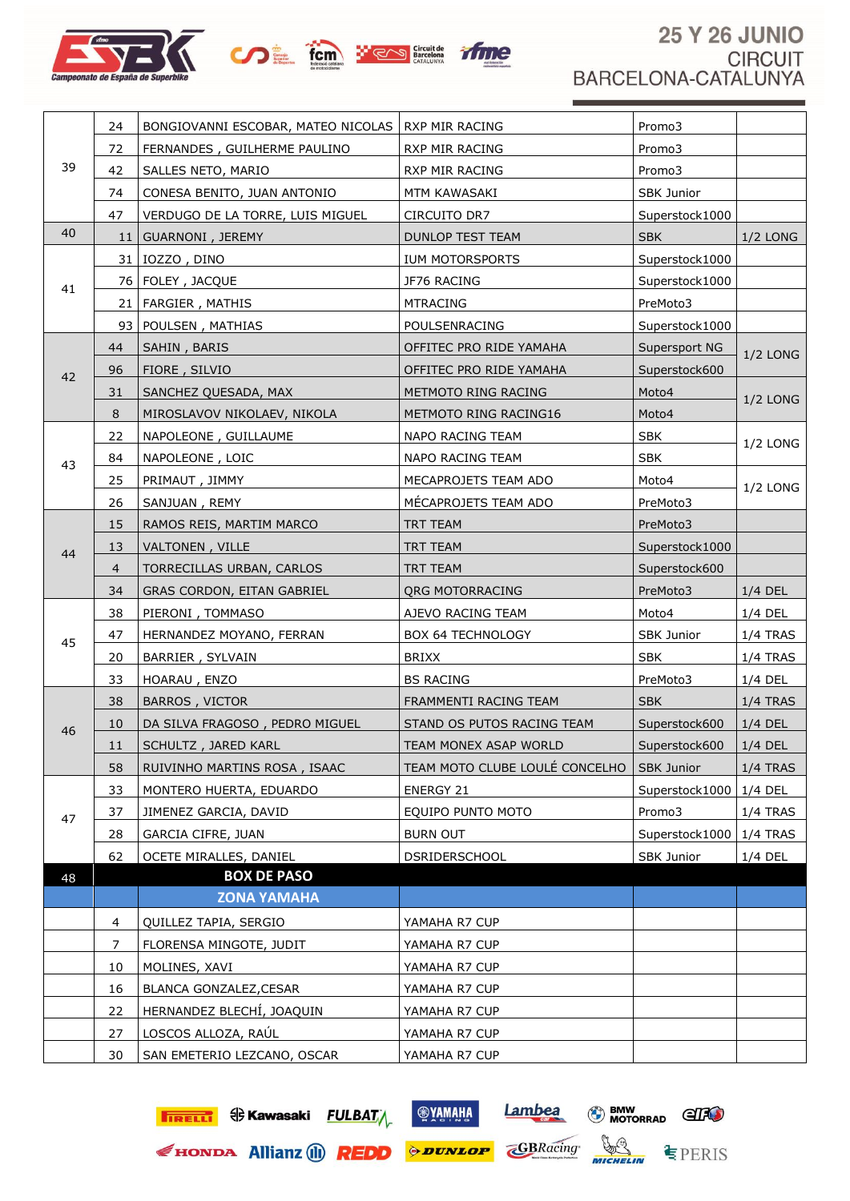| | | | | | |
|---|---|---|---|---|---|
| 39 | 24 | BONGIOVANNI ESCOBAR, MATEO NICOLAS | RXP MIR RACING | Promo3 | |
| | 72 | FERNANDES , GUILHERME PAULINO | RXP MIR RACING | Promo3 | |
| | 42 | SALLES NETO, MARIO | RXP MIR RACING | Promo3 | |
| | 74 | CONESA BENITO, JUAN ANTONIO | MTM KAWASAKI | SBK Junior | |
| | 47 | VERDUGO DE LA TORRE, LUIS MIGUEL | CIRCUITO DR7 | Superstock1000 | |
| 40 | 11 | GUARNONI , JEREMY | DUNLOP TEST TEAM | SBK | 1/2 LONG |
| 41 | 31 | IOZZO , DINO | IUM MOTORSPORTS | Superstock1000 | |
| | 76 | FOLEY , JACQUE | JF76 RACING | Superstock1000 | |
| | 21 | FARGIER , MATHIS | MTRACING | PreMoto3 | |
| | 93 | POULSEN , MATHIAS | POULSENRACING | Superstock1000 | |
| 42 | 44 | SAHIN , BARIS | OFFITEC PRO RIDE YAMAHA | Supersport NG | 1/2 LONG |
| | 96 | FIORE , SILVIO | OFFITEC PRO RIDE YAMAHA | Superstock600 | |
| | 31 | SANCHEZ QUESADA, MAX | METMOTO RING RACING | Moto4 | 1/2 LONG |
| | 8 | MIROSLAVOV NIKOLAEV, NIKOLA | METMOTO RING RACING16 | Moto4 | |
| 43 | 22 | NAPOLEONE , GUILLAUME | NAPO RACING TEAM | SBK | 1/2 LONG |
| | 84 | NAPOLEONE , LOIC | NAPO RACING TEAM | SBK | |
| | 25 | PRIMAUT , JIMMY | MECAPROJETS TEAM ADO | Moto4 | 1/2 LONG |
| | 26 | SANJUAN , REMY | MÉCAPROJETS TEAM ADO | PreMoto3 | |
| 44 | 15 | RAMOS REIS, MARTIM MARCO | TRT TEAM | PreMoto3 | |
| | 13 | VALTONEN , VILLE | TRT TEAM | Superstock1000 | |
| | 4 | TORRECILLAS URBAN, CARLOS | TRT TEAM | Superstock600 | |
| | 34 | GRAS CORDON, EITAN GABRIEL | QRG MOTORRACING | PreMoto3 | 1/4 DEL |
| 45 | 38 | PIERONI , TOMMASO | AJEVO RACING TEAM | Moto4 | 1/4 DEL |
| | 47 | HERNANDEZ MOYANO, FERRAN | BOX 64 TECHNOLOGY | SBK Junior | 1/4 TRAS |
| | 20 | BARRIER , SYLVAIN | BRIXX | SBK | 1/4 TRAS |
| | 33 | HOARAU , ENZO | BS RACING | PreMoto3 | 1/4 DEL |
| 46 | 38 | BARROS , VICTOR | FRAMMENTI RACING TEAM | SBK | 1/4 TRAS |
| | 10 | DA SILVA FRAGOSO , PEDRO MIGUEL | STAND OS PUTOS RACING TEAM | Superstock600 | 1/4 DEL |
| | 11 | SCHULTZ , JARED KARL | TEAM MONEX ASAP WORLD | Superstock600 | 1/4 DEL |
| | 58 | RUIVINHO MARTINS ROSA , ISAAC | TEAM MOTO CLUBE LOULÉ CONCELHO | SBK Junior | 1/4 TRAS |
| 47 | 33 | MONTERO HUERTA, EDUARDO | ENERGY 21 | Superstock1000 | 1/4 DEL |
| | 37 | JIMENEZ GARCIA, DAVID | EQUIPO PUNTO MOTO | Promo3 | 1/4 TRAS |
| | 28 | GARCIA CIFRE, JUAN | BURN OUT | Superstock1000 | 1/4 TRAS |
| | 62 | OCETE MIRALLES, DANIEL | DSRIDERSCHOOL | SBK Junior | 1/4 DEL |
| 48 | | **BOX DE PASO** | | | |
| | | **ZONA YAMAHA** | | | |
| | 4 | QUILLEZ TAPIA, SERGIO | YAMAHA R7 CUP | | |
| | 7 | FLORENSA MINGOTE, JUDIT | YAMAHA R7 CUP | | |
| | 10 | MOLINES, XAVI | YAMAHA R7 CUP | | |
| | 16 | BLANCA GONZALEZ,CESAR | YAMAHA R7 CUP | | |
| | 22 | HERNANDEZ BLECHÍ, JOAQUIN | YAMAHA R7 CUP | | |
| | 27 | LOSCOS ALLOZA, RAÚL | YAMAHA R7 CUP | | |
| | 30 | SAN EMETERIO LEZCANO, OSCAR | YAMAHA R7 CUP | | |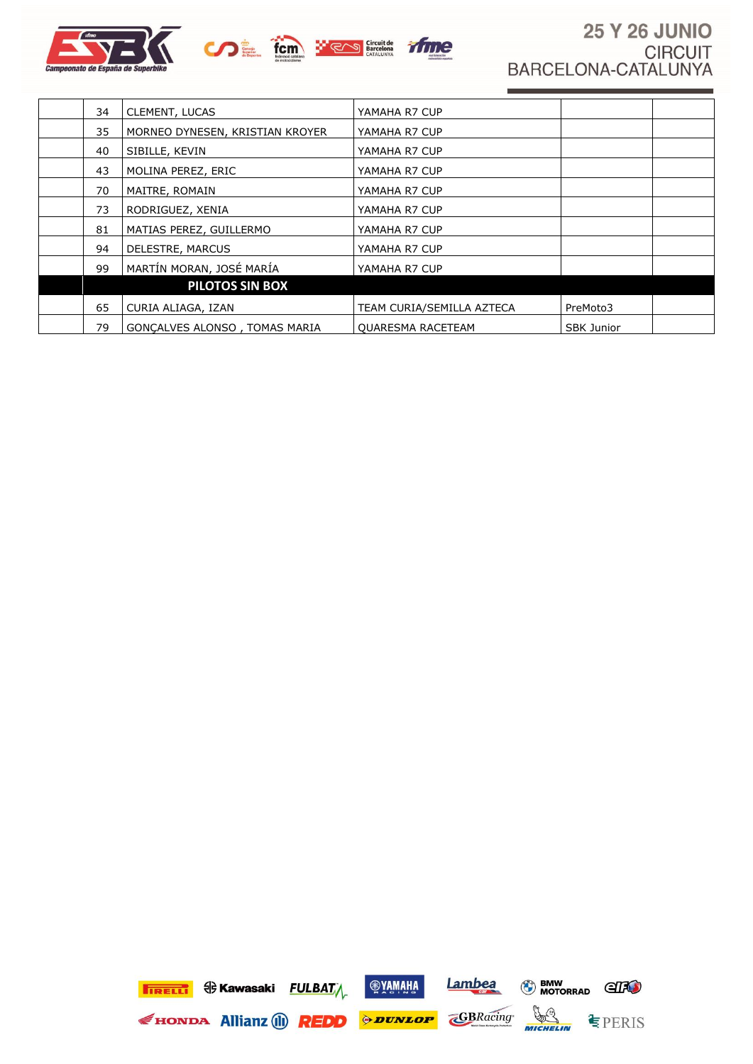| | | | | | |
|---|---|---|---|---|---|
| | 34 | CLEMENT, LUCAS | YAMAHA R7 CUP | | |
| | 35 | MORNEO DYNESEN, KRISTIAN KROYER | YAMAHA R7 CUP | | |
| | 40 | SIBILLE, KEVIN | YAMAHA R7 CUP | | |
| | 43 | MOLINA PEREZ, ERIC | YAMAHA R7 CUP | | |
| | 70 | MAITRE, ROMAIN | YAMAHA R7 CUP | | |
| | 73 | RODRIGUEZ, XENIA | YAMAHA R7 CUP | | |
| | 81 | MATIAS PEREZ, GUILLERMO | YAMAHA R7 CUP | | |
| | 94 | DELESTRE, MARCUS | YAMAHA R7 CUP | | |
| | 99 | MARTÍN MORAN, JOSÉ MARÍA | YAMAHA R7 CUP | | |
| | **PILOTOS SIN BOX** | | | | |
| | 65 | CURIA ALIAGA, IZAN | TEAM CURIA/SEMILLA AZTECA | PreMoto3 | |
| | 79 | GONÇALVES ALONSO , TOMAS MARIA | QUARESMA RACETEAM | SBK Junior | |